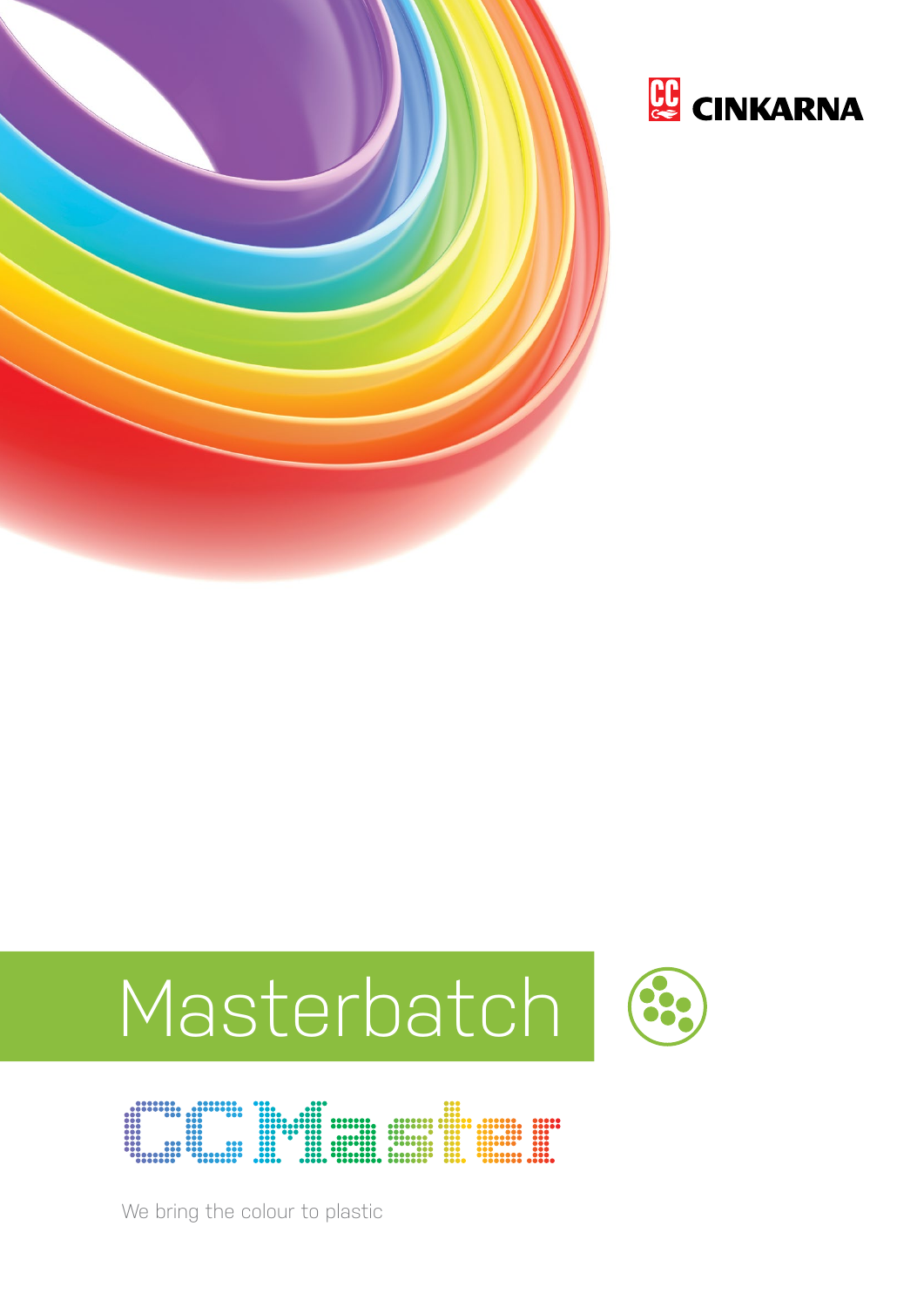CINKARNA

# Masterbatch

## CC Master

We bring the colour to plastic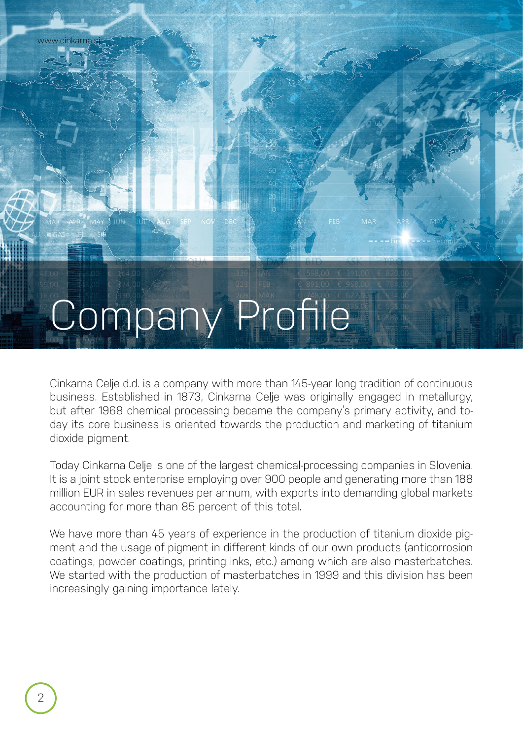# Company Profile

Cinkarna Celje d.d. is a company with more than 145-year long tradition of continuous business. Established in 1873, Cinkarna Celje was originally engaged in metallurgy, but after 1968 chemical processing became the company's primary activity, and today its core business is oriented towards the production and marketing of titanium dioxide pigment.

Today Cinkarna Celje is one of the largest chemical-processing companies in Slovenia. It is a joint stock enterprise employing over 900 people and generating more than 188 million EUR in sales revenues per annum, with exports into demanding global markets accounting for more than 85 percent of this total.

We have more than 45 years of experience in the production of titanium dioxide pigment and the usage of pigment in different kinds of our own products (anticorrosion coatings, powder coatings, printing inks, etc.) among which are also masterbatches. We started with the production of masterbatches in 1999 and this division has been increasingly gaining importance lately.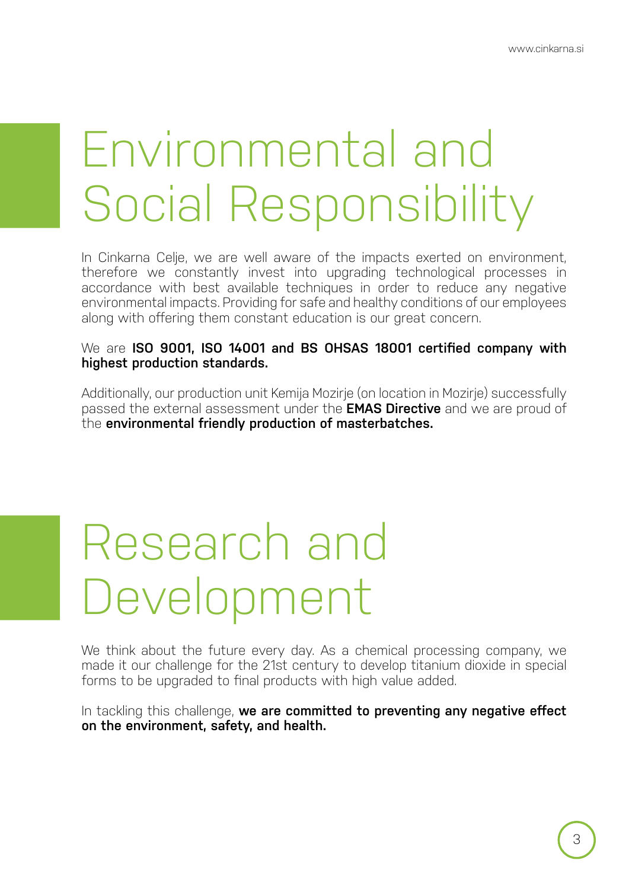# Environmental and Social Responsibility

In Cinkarna Celje, we are well aware of the impacts exerted on environment, therefore we constantly invest into upgrading technological processes in accordance with best available techniques in order to reduce any negative environmental impacts. Providing for safe and healthy conditions of our employees along with offering them constant education is our great concern.

We are **ISO 9001, ISO 14001 and BS OHSAS 18001 certified company with highest production standards.**

Additionally, our production unit Kemija Mozirje (on location in Mozirje) successfully passed the external assessment under the **EMAS Directive** and we are proud of the **environmental friendly production of masterbatches.**

# Research and Development

We think about the future every day. As a chemical processing company, we made it our challenge for the 21st century to develop titanium dioxide in special forms to be upgraded to final products with high value added.

In tackling this challenge, **we are committed to preventing any negative effect on the environment, safety, and health.**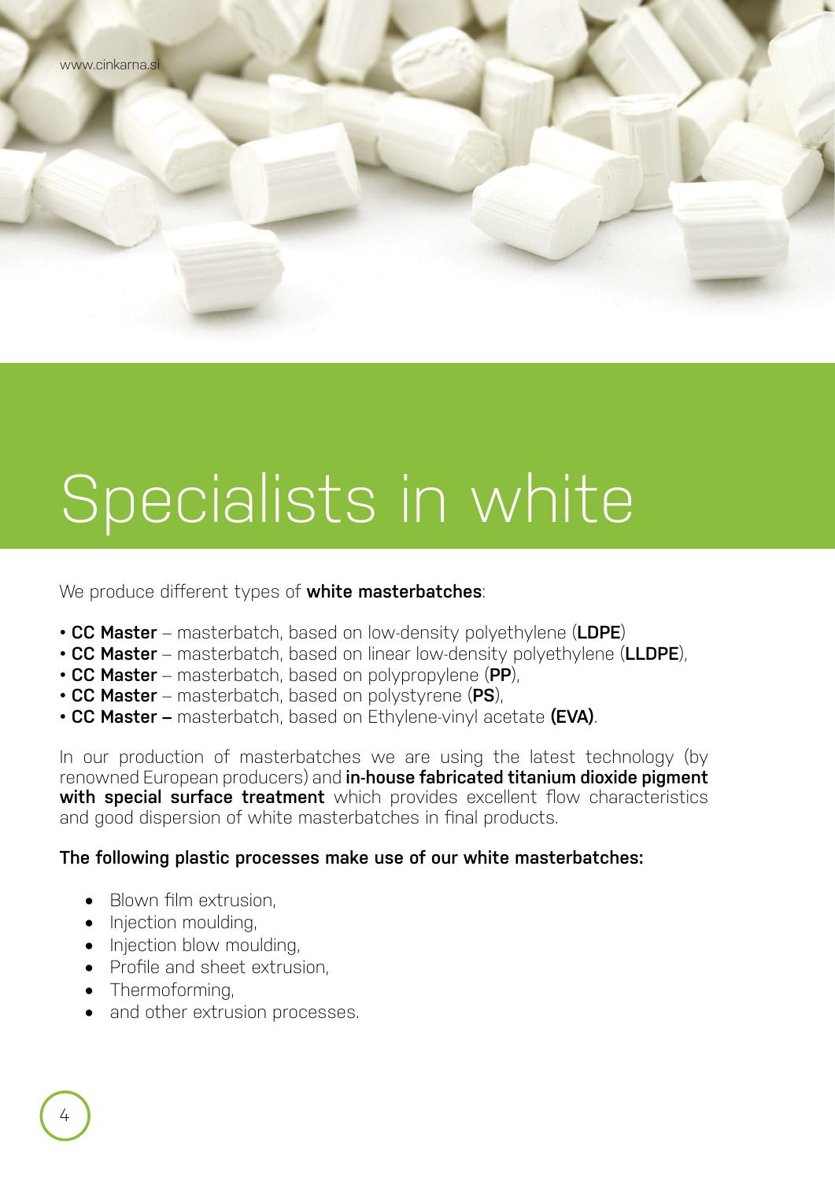# Specialists in white

We produce different types of **white masterbatches**:

- **CC Master** – masterbatch, based on low-density polyethylene (**LDPE**)
- **CC Master** – masterbatch, based on linear low-density polyethylene (**LLDPE**),
- **CC Master** – masterbatch, based on polypropylene (**PP**),
- **CC Master** – masterbatch, based on polystyrene (**PS**),
- **CC Master –** masterbatch, based on Ethylene-vinyl acetate **(EVA)**.

In our production of masterbatches we are using the latest technology (by renowned European producers) and **in-house fabricated titanium dioxide pigment with special surface treatment** which provides excellent flow characteristics and good dispersion of white masterbatches in final products.

**The following plastic processes make use of our white masterbatches:**

- Blown film extrusion,
- Injection moulding,
- Injection blow moulding,
- Profile and sheet extrusion,
- Thermoforming,
- and other extrusion processes.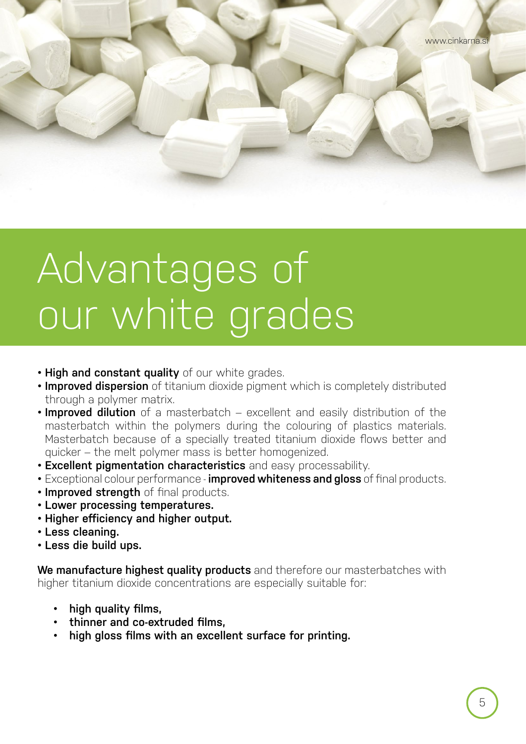# Advantages of our white grades

- **High and constant quality** of our white grades.
- **Improved dispersion** of titanium dioxide pigment which is completely distributed through a polymer matrix.
- **Improved dilution** of a masterbatch – excellent and easily distribution of the masterbatch within the polymers during the colouring of plastics materials. Masterbatch because of a specially treated titanium dioxide flows better and quicker – the melt polymer mass is better homogenized.
- **Excellent pigmentation characteristics** and easy processability.
- Exceptional colour performance - **improved whiteness and gloss** of final products.
- **Improved strength** of final products.
- **Lower processing temperatures.**
- **Higher efficiency and higher output.**
- **Less cleaning.**
- **Less die build ups.**

**We manufacture highest quality products** and therefore our masterbatches with higher titanium dioxide concentrations are especially suitable for:

- **high quality films,**
- **thinner and co-extruded films,**
- **high gloss films with an excellent surface for printing.**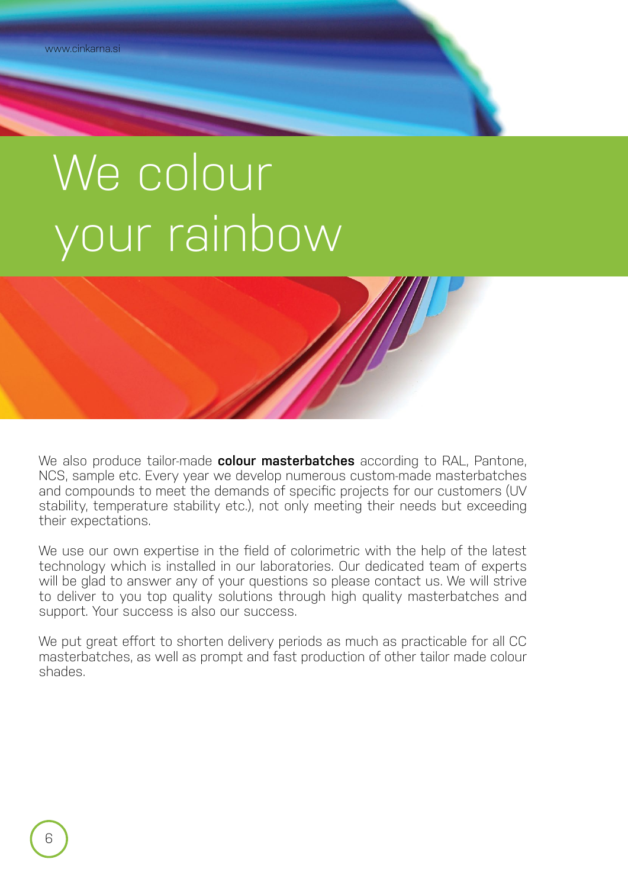# We colour your rainbow

We also produce tailor-made **colour masterbatches** according to RAL, Pantone, NCS, sample etc. Every year we develop numerous custom-made masterbatches and compounds to meet the demands of specific projects for our customers (UV stability, temperature stability etc.), not only meeting their needs but exceeding their expectations.

We use our own expertise in the field of colorimetric with the help of the latest technology which is installed in our laboratories. Our dedicated team of experts will be glad to answer any of your questions so please contact us. We will strive to deliver to you top quality solutions through high quality masterbatches and support. Your success is also our success.

We put great effort to shorten delivery periods as much as practicable for all CC masterbatches, as well as prompt and fast production of other tailor made colour shades.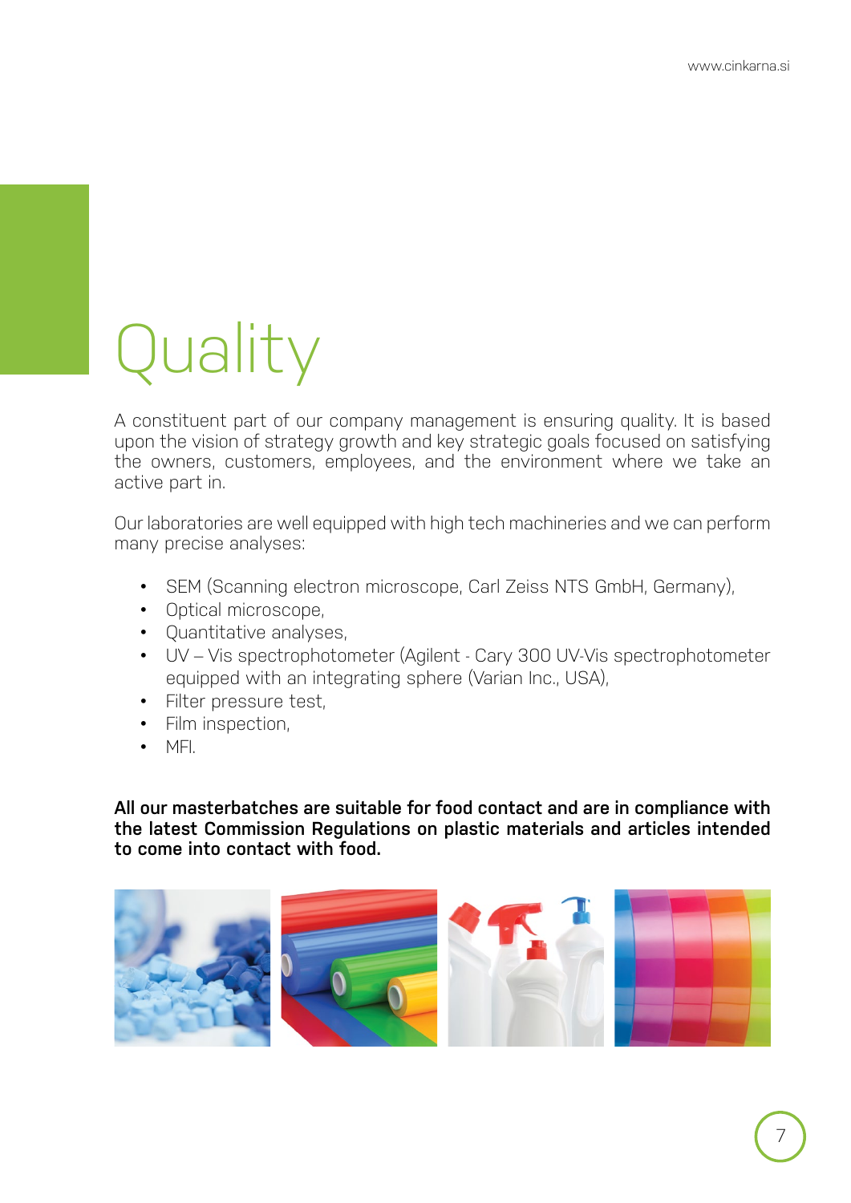# Quality

A constituent part of our company management is ensuring quality. It is based upon the vision of strategy growth and key strategic goals focused on satisfying the owners, customers, employees, and the environment where we take an active part in.

Our laboratories are well equipped with high tech machineries and we can perform many precise analyses:

- SEM (Scanning electron microscope, Carl Zeiss NTS GmbH, Germany),
- Optical microscope,
- Quantitative analyses,
- UV – Vis spectrophotometer (Agilent - Cary 300 UV-Vis spectrophotometer equipped with an integrating sphere (Varian Inc., USA),
- Filter pressure test,
- Film inspection,
- MFI.

**All our masterbatches are suitable for food contact and are in compliance with the latest Commission Regulations on plastic materials and articles intended to come into contact with food.**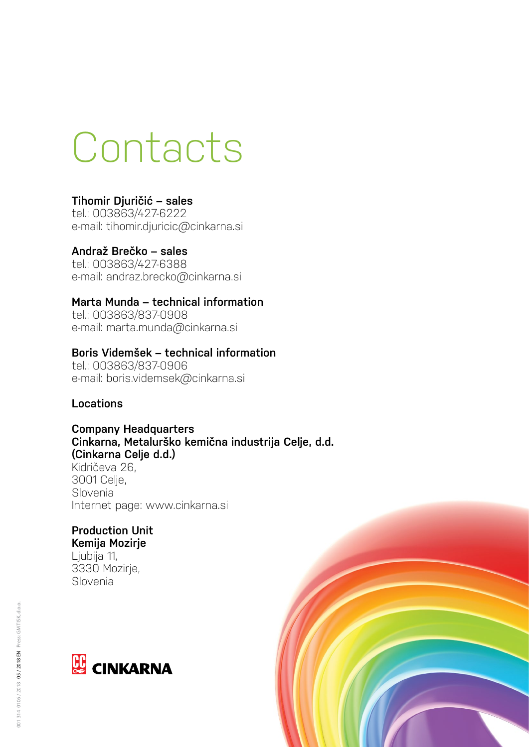# Contacts

**Tihomir Djuričić – sales**
tel.: 003863/427-6222
e-mail: tihomir.djuricic@cinkarna.si

**Andraž Brečko – sales**
tel.: 003863/427-6388
e-mail: andraz.brecko@cinkarna.si

**Marta Munda – technical information**
tel.: 003863/837-0908
e-mail: marta.munda@cinkarna.si

**Boris Videmšek – technical information**
tel.: 003863/837-0906
e-mail: boris.videmsek@cinkarna.si

**Locations**

**Company Headquarters**
**Cinkarna, Metalurško kemična industrija Celje, d.d.**
**(Cinkarna Celje d.d.)**
Kidričeva 26,
3001 Celje,
Slovenia
Internet page: www.cinkarna.si

**Production Unit**
**Kemija Mozirje**
Ljubija 11,
3330 Mozirje,
Slovenia

CINKARNA

001 314 0106 / 2018 05 / 2018 EN Press: GMTISK, d.o.o.